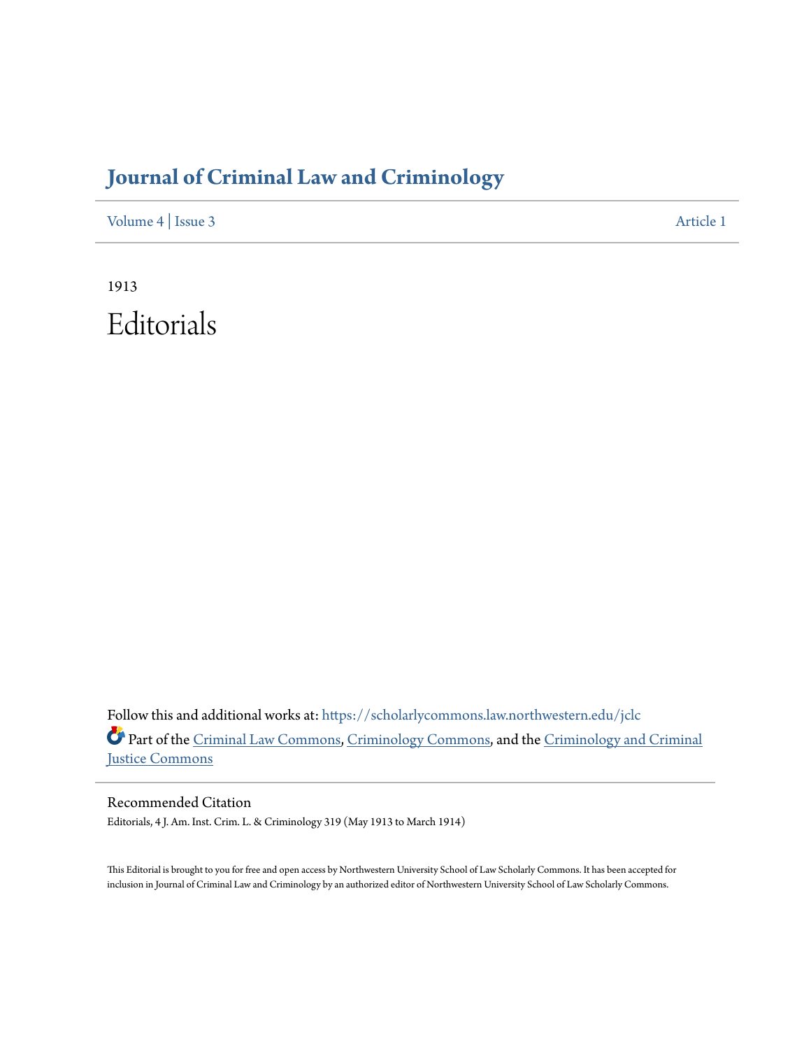# Journal of Criminal Law and Criminology

Volume 4 | Issue 3 Article 1

1913

# Editorials

Follow this and additional works at: https://scholarlycommons.law.northwestern.edu/jclc

Part of the Criminal Law Commons, Criminology Commons, and the Criminology and Criminal Justice Commons

## Recommended Citation

Editorials, 4 J. Am. Inst. Crim. L. & Criminology 319 (May 1913 to March 1914)

This Editorial is brought to you for free and open access by Northwestern University School of Law Scholarly Commons. It has been accepted for inclusion in Journal of Criminal Law and Criminology by an authorized editor of Northwestern University School of Law Scholarly Commons.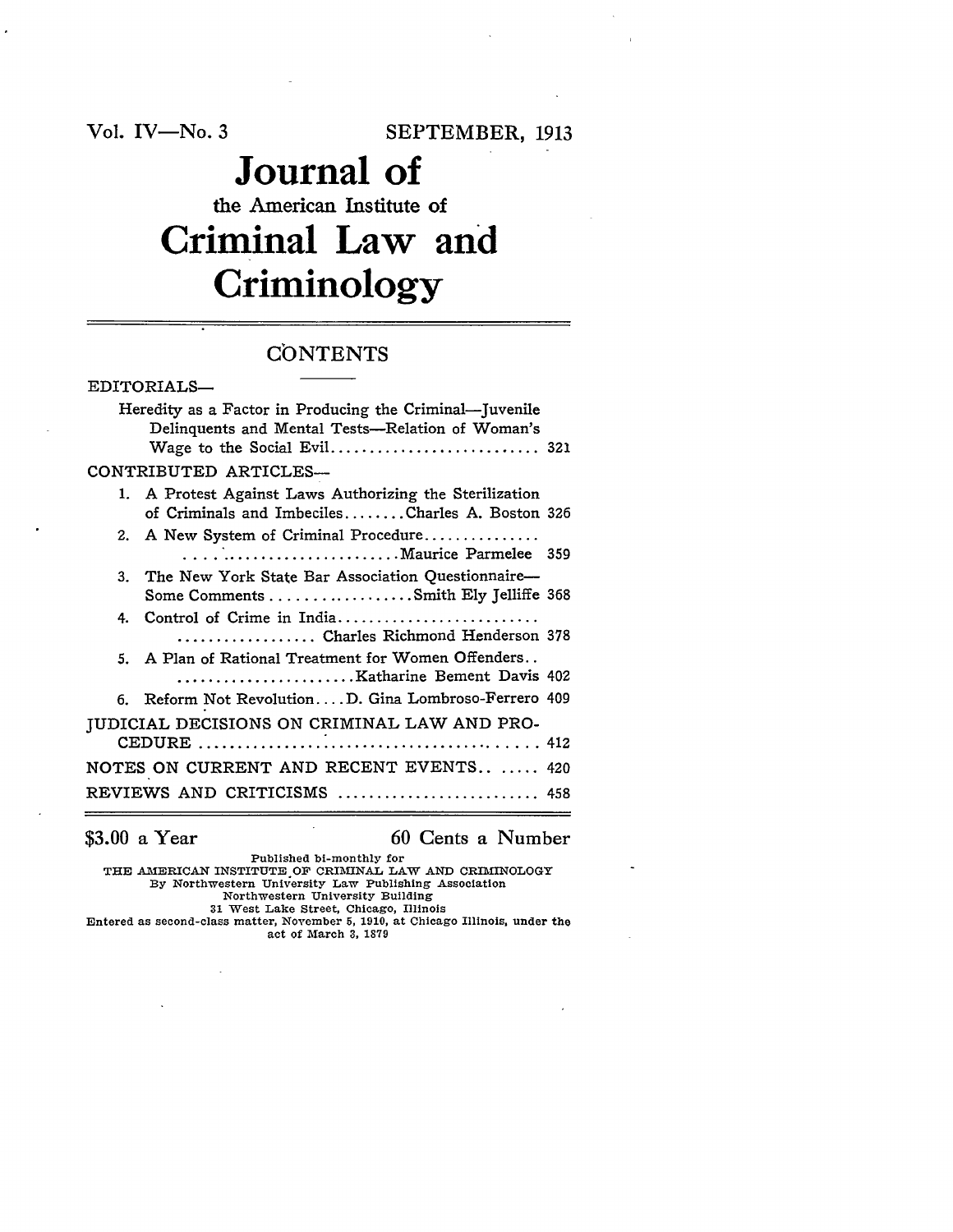Vol. IV—No. 3 SEPTEMBER, 1913

# Journal of

## the American Institute of

# Criminal Law and Criminology

## CONTENTS

EDITORIALS—

Heredity as a Factor in Producing the Criminal—Juvenile Delinquents and Mental Tests—Relation of Woman's Wage to the Social Evil........................... 321

CONTRIBUTED ARTICLES—

1. A Protest Against Laws Authorizing the Sterilization of Criminals and Imbeciles........Charles A. Boston 326
2. A New System of Criminal Procedure............... ........................Maurice Parmelee 359
3. The New York State Bar Association Questionnaire—Some Comments..................Smith Ely Jelliffe 368
4. Control of Crime in India.......................... .................. Charles Richmond Henderson 378
5. A Plan of Rational Treatment for Women Offenders.. .......................Katharine Bement Davis 402
6. Reform Not Revolution....D. Gina Lombroso-Ferrero 409

JUDICIAL DECISIONS ON CRIMINAL LAW AND PROCEDURE .......................................... 412

NOTES ON CURRENT AND RECENT EVENTS.. ..... 420

REVIEWS AND CRITICISMS .......................... 458

$3.00 a Year 60 Cents a Number

Published bi-monthly for
THE AMERICAN INSTITUTE OF CRIMINAL LAW AND CRIMINOLOGY
By Northwestern University Law Publishing Association
Northwestern University Building
31 West Lake Street, Chicago, Illinois
Entered as second-class matter, November 5, 1910, at Chicago Illinois, under the act of March 3, 1879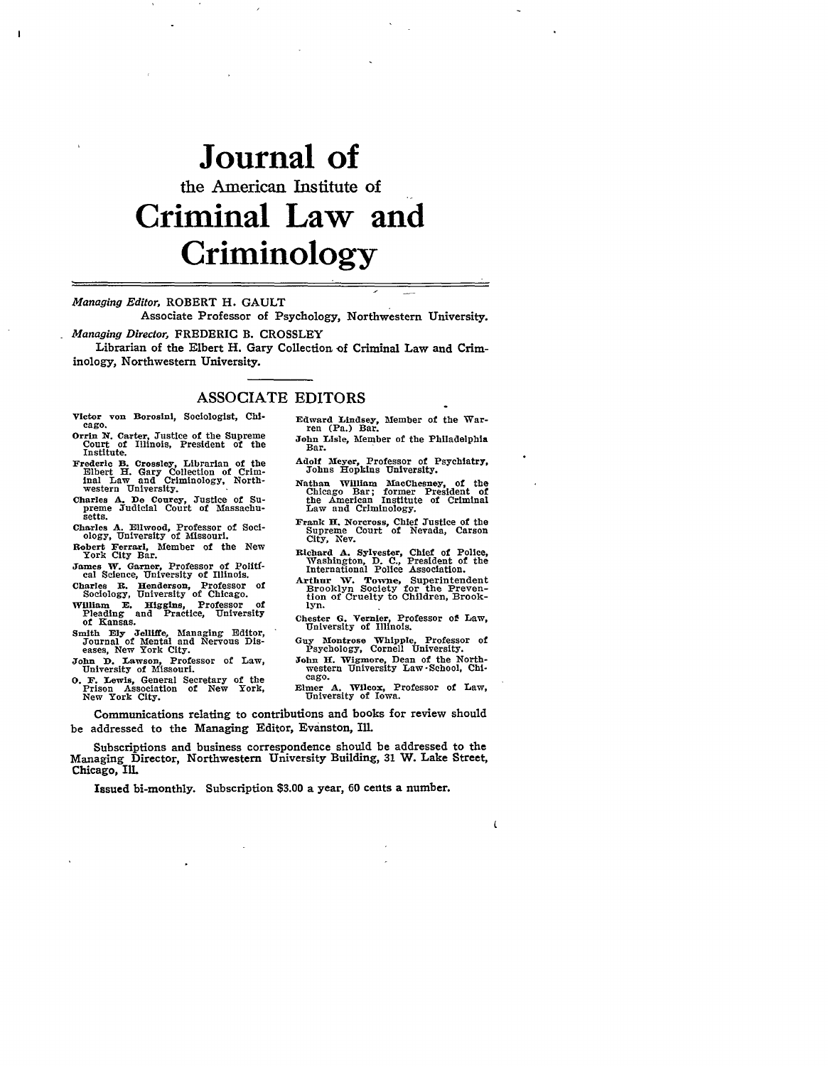# Journal of

## the American Institute of

# Criminal Law and Criminology

*Managing Editor,* ROBERT H. GAULT
Associate Professor of Psychology, Northwestern University.

*Managing Director,* FREDERIC B. CROSSLEY
Librarian of the Elbert H. Gary Collection of Criminal Law and Criminology, Northwestern University.

## ASSOCIATE EDITORS

Victor von Borosini, Sociologist, Chicago.

Orrin N. Carter, Justice of the Supreme Court of Illinois, President of the Institute.

Frederic B. Crossley, Librarian of the Elbert H. Gary Collection of Criminal Law and Criminology, Northwestern University.

Charles A. De Courcy, Justice of Supreme Judicial Court of Massachusetts.

Charles A. Ellwood, Professor of Sociology, University of Missouri.

Robert Ferrari, Member of the New York City Bar.

James W. Garner, Professor of Political Science, University of Illinois.

Charles R. Henderson, Professor of Sociology, University of Chicago.

William E. Higgins, Professor of Pleading and Practice, University of Kansas.

Smith Ely Jelliffe, Managing Editor, Journal of Mental and Nervous Diseases, New York City.

John D. Lawson, Professor of Law, University of Missouri.

O. F. Lewis, General Secretary of the Prison Association of New York, New York City.

Edward Lindsey, Member of the Warren (Pa.) Bar.

John Lisle, Member of the Philadelphia Bar.

Adolf Meyer, Professor of Psychiatry, Johns Hopkins University.

Nathan William MacChesney, of the Chicago Bar; former President of the American Institute of Criminal Law and Criminology.

Frank H. Norcross, Chief Justice of the Supreme Court of Nevada, Carson City, Nev.

Richard A. Sylvester, Chief of Police, Washington, D. C., President of the International Police Association.

Arthur W. Towne, Superintendent Brooklyn Society for the Prevention of Cruelty to Children, Brooklyn.

Chester G. Vernier, Professor of Law, University of Illinois.

Guy Montrose Whipple, Professor of Psychology, Cornell University.

John H. Wigmore, Dean of the Northwestern University Law-School, Chicago.

Elmer A. Wilcox, Professor of Law, University of Iowa.

Communications relating to contributions and books for review should be addressed to the Managing Editor, Evanston, Ill.

Subscriptions and business correspondence should be addressed to the Managing Director, Northwestern University Building, 31 W. Lake Street, Chicago, Ill.

**Issued bi-monthly. Subscription $3.00 a year, 60 cents a number.**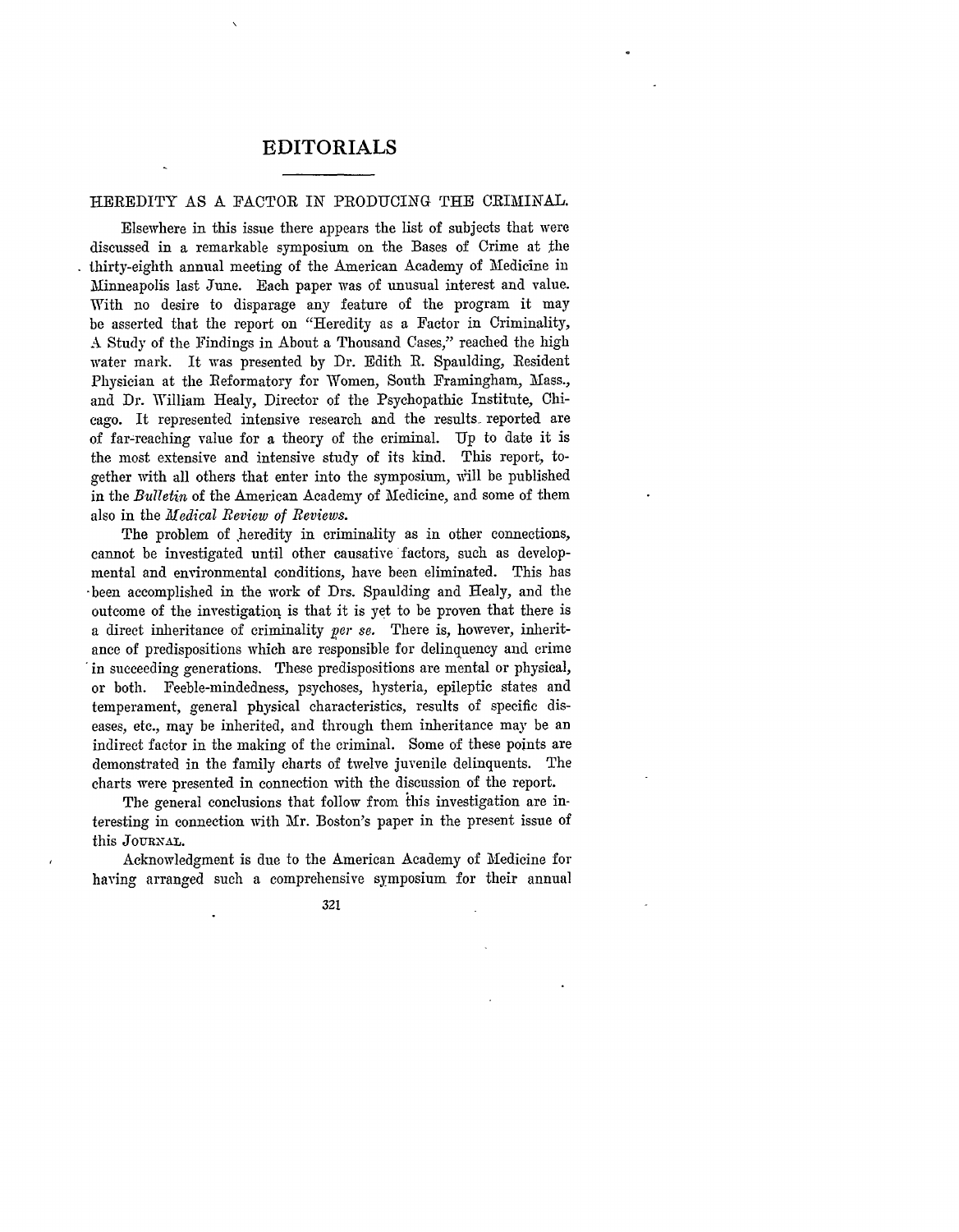# EDITORIALS

## HEREDITY AS A FACTOR IN PRODUCING THE CRIMINAL.

Elsewhere in this issue there appears the list of subjects that were discussed in a remarkable symposium on the Bases of Crime at the thirty-eighth annual meeting of the American Academy of Medicine in Minneapolis last June. Each paper was of unusual interest and value. With no desire to disparage any feature of the program it may be asserted that the report on "Heredity as a Factor in Criminality, A Study of the Findings in About a Thousand Cases," reached the high water mark. It was presented by Dr. Edith R. Spaulding, Resident Physician at the Reformatory for Women, South Framingham, Mass., and Dr. William Healy, Director of the Psychopathic Institute, Chicago. It represented intensive research and the results reported are of far-reaching value for a theory of the criminal. Up to date it is the most extensive and intensive study of its kind. This report, together with all others that enter into the symposium, will be published in the *Bulletin* of the American Academy of Medicine, and some of them also in the *Medical Review of Reviews.*

The problem of heredity in criminality as in other connections, cannot be investigated until other causative factors, such as developmental and environmental conditions, have been eliminated. This has been accomplished in the work of Drs. Spaulding and Healy, and the outcome of the investigation is that it is yet to be proven that there is a direct inheritance of criminality *per se.* There is, however, inheritance of predispositions which are responsible for delinquency and crime in succeeding generations. These predispositions are mental or physical, or both. Feeble-mindedness, psychoses, hysteria, epileptic states and temperament, general physical characteristics, results of specific diseases, etc., may be inherited, and through them inheritance may be an indirect factor in the making of the criminal. Some of these points are demonstrated in the family charts of twelve juvenile delinquents. The charts were presented in connection with the discussion of the report.

The general conclusions that follow from this investigation are interesting in connection with Mr. Boston's paper in the present issue of this JOURNAL.

Acknowledgment is due to the American Academy of Medicine for having arranged such a comprehensive symposium for their annual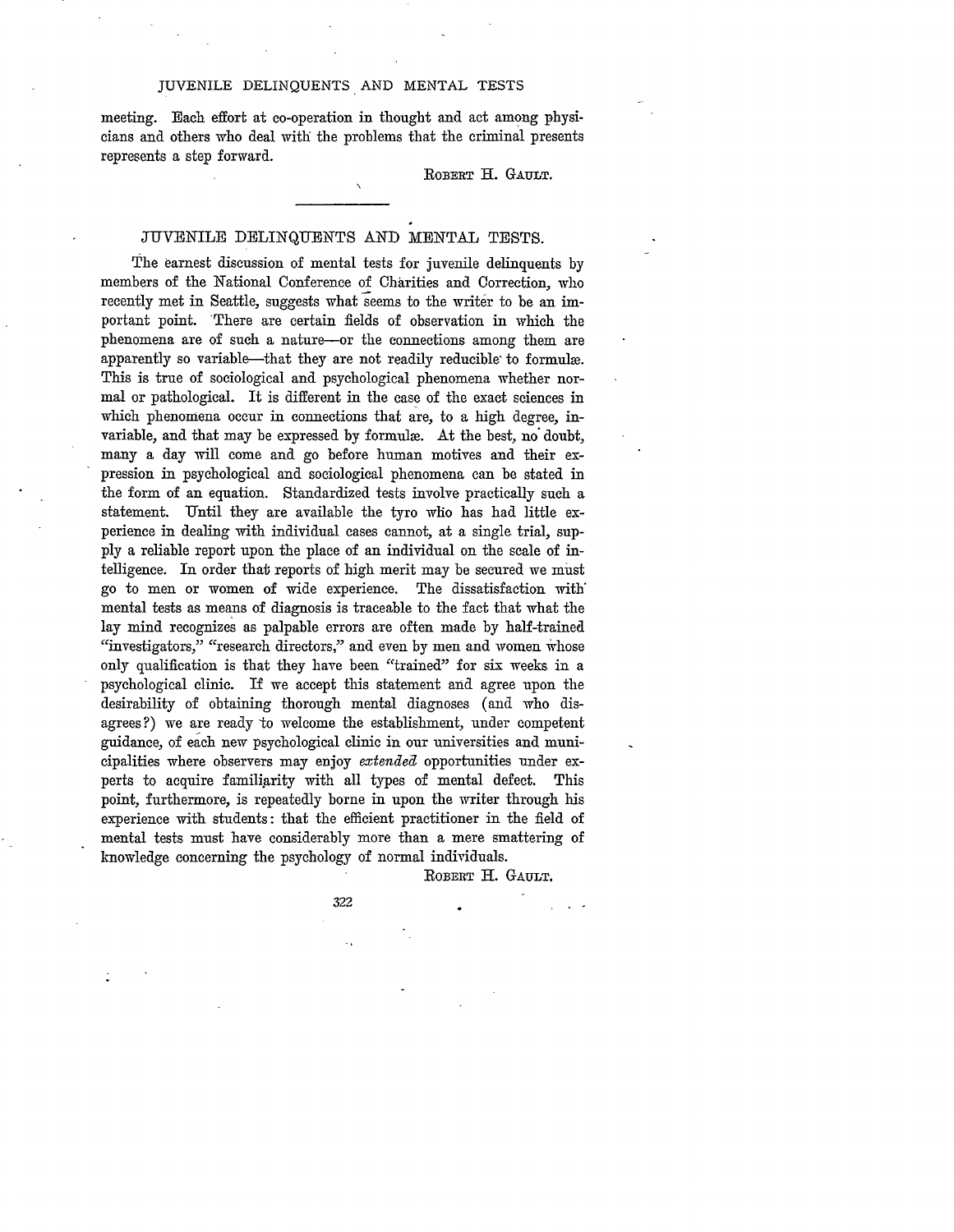meeting. Each effort at co-operation in thought and act among physicians and others who deal with the problems that the criminal presents represents a step forward.

ROBERT H. GAULT.

## JUVENILE DELINQUENTS AND MENTAL TESTS.

The earnest discussion of mental tests for juvenile delinquents by members of the National Conference of Charities and Correction, who recently met in Seattle, suggests what seems to the writer to be an important point. There are certain fields of observation in which the phenomena are of such a nature—or the connections among them are apparently so variable—that they are not readily reducible to formulæ. This is true of sociological and psychological phenomena whether normal or pathological. It is different in the case of the exact sciences in which phenomena occur in connections that are, to a high degree, invariable, and that may be expressed by formulæ. At the best, no doubt, many a day will come and go before human motives and their expression in psychological and sociological phenomena can be stated in the form of an equation. Standardized tests involve practically such a statement. Until they are available the tyro who has had little experience in dealing with individual cases cannot, at a single trial, supply a reliable report upon the place of an individual on the scale of intelligence. In order that reports of high merit may be secured we must go to men or women of wide experience. The dissatisfaction with mental tests as means of diagnosis is traceable to the fact that what the lay mind recognizes as palpable errors are often made by half-trained "investigators," "research directors," and even by men and women whose only qualification is that they have been "trained" for six weeks in a psychological clinic. If we accept this statement and agree upon the desirability of obtaining thorough mental diagnoses (and who disagrees?) we are ready to welcome the establishment, under competent guidance, of each new psychological clinic in our universities and municipalities where observers may enjoy *extended* opportunities under experts to acquire familiarity with all types of mental defect. This point, furthermore, is repeatedly borne in upon the writer through his experience with students: that the efficient practitioner in the field of mental tests must have considerably more than a mere smattering of knowledge concerning the psychology of normal individuals.

ROBERT H. GAULT.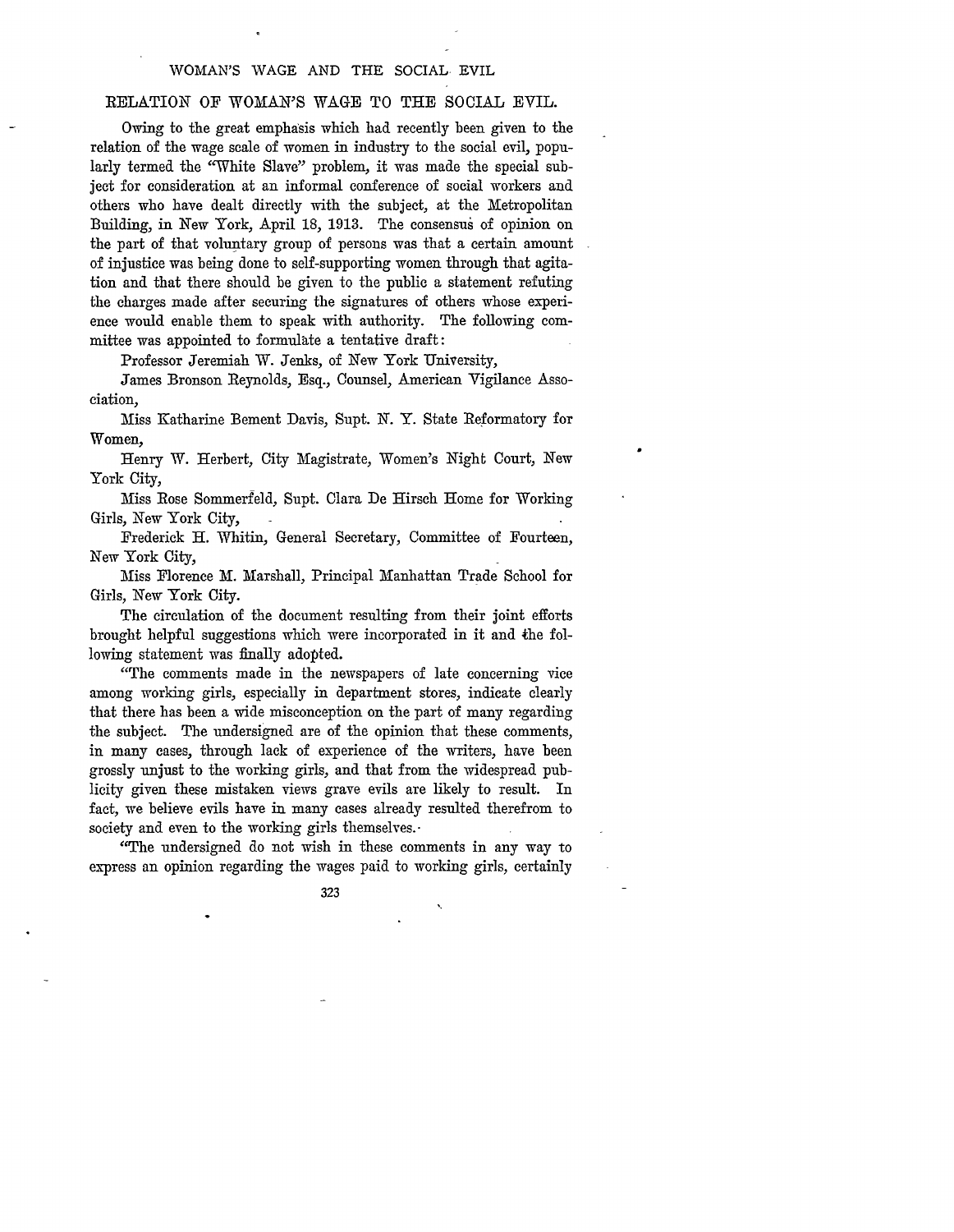## RELATION OF WOMAN'S WAGE TO THE SOCIAL EVIL.

Owing to the great emphasis which had recently been given to the relation of the wage scale of women in industry to the social evil, popularly termed the "White Slave" problem, it was made the special subject for consideration at an informal conference of social workers and others who have dealt directly with the subject, at the Metropolitan Building, in New York, April 18, 1913. The consensus of opinion on the part of that voluntary group of persons was that a certain amount of injustice was being done to self-supporting women through that agitation and that there should be given to the public a statement refuting the charges made after securing the signatures of others whose experience would enable them to speak with authority. The following committee was appointed to formulate a tentative draft:

Professor Jeremiah W. Jenks, of New York University,

James Bronson Reynolds, Esq., Counsel, American Vigilance Association,

Miss Katharine Bement Davis, Supt. N. Y. State Reformatory for Women,

Henry W. Herbert, City Magistrate, Women's Night Court, New York City,

Miss Rose Sommerfeld, Supt. Clara De Hirsch Home for Working Girls, New York City,

Frederick H. Whitin, General Secretary, Committee of Fourteen, New York City,

Miss Florence M. Marshall, Principal Manhattan Trade School for Girls, New York City.

The circulation of the document resulting from their joint efforts brought helpful suggestions which were incorporated in it and the following statement was finally adopted.

"The comments made in the newspapers of late concerning vice among working girls, especially in department stores, indicate clearly that there has been a wide misconception on the part of many regarding the subject. The undersigned are of the opinion that these comments, in many cases, through lack of experience of the writers, have been grossly unjust to the working girls, and that from the widespread publicity given these mistaken views grave evils are likely to result. In fact, we believe evils have in many cases already resulted therefrom to society and even to the working girls themselves.

"The undersigned do not wish in these comments in any way to express an opinion regarding the wages paid to working girls, certainly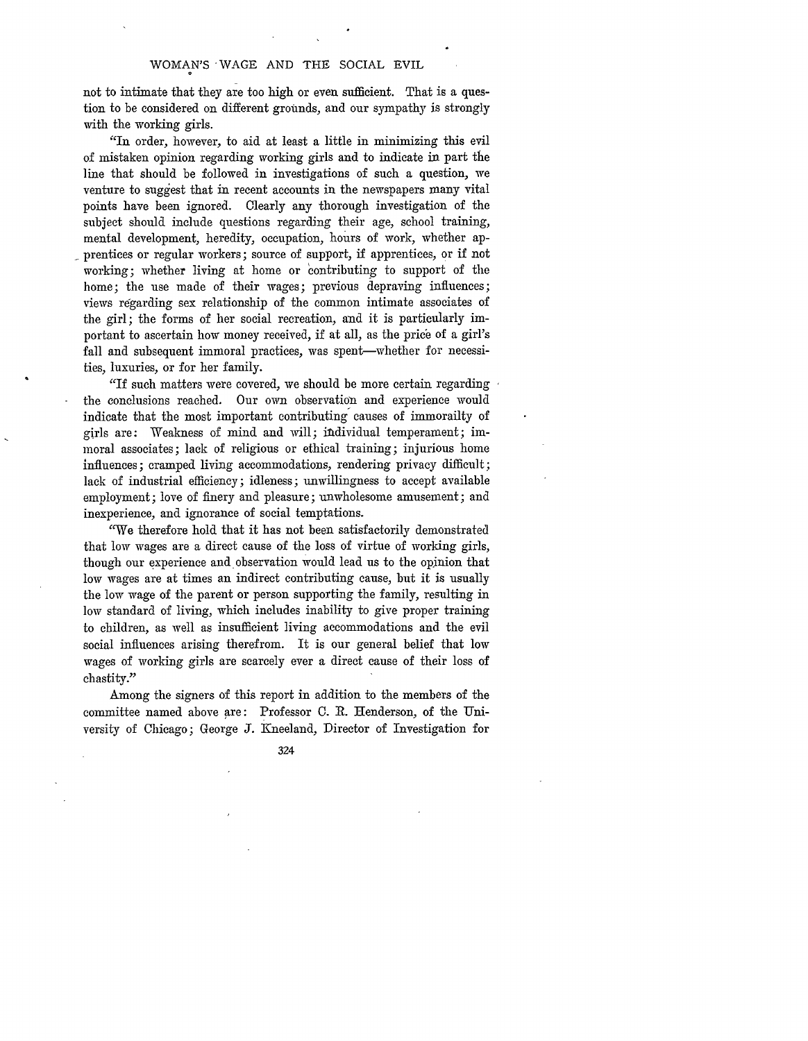not to intimate that they are too high or even sufficient. That is a question to be considered on different grounds, and our sympathy is strongly with the working girls.

"In order, however, to aid at least a little in minimizing this evil of mistaken opinion regarding working girls and to indicate in part the line that should be followed in investigations of such a question, we venture to suggest that in recent accounts in the newspapers many vital points have been ignored. Clearly any thorough investigation of the subject should include questions regarding their age, school training, mental development, heredity, occupation, hours of work, whether apprentices or regular workers; source of support, if apprentices, or if not working; whether living at home or contributing to support of the home; the use made of their wages; previous depraving influences; views regarding sex relationship of the common intimate associates of the girl; the forms of her social recreation, and it is particularly important to ascertain how money received, if at all, as the price of a girl's fall and subsequent immoral practices, was spent—whether for necessities, luxuries, or for her family.

"If such matters were covered, we should be more certain regarding the conclusions reached. Our own observation and experience would indicate that the most important contributing causes of immorailty of girls are: Weakness of mind and will; individual temperament; immoral associates; lack of religious or ethical training; injurious home influences; cramped living accommodations, rendering privacy difficult; lack of industrial efficiency; idleness; unwillingness to accept available employment; love of finery and pleasure; unwholesome amusement; and inexperience, and ignorance of social temptations.

"We therefore hold that it has not been satisfactorily demonstrated that low wages are a direct cause of the loss of virtue of working girls, though our experience and observation would lead us to the opinion that low wages are at times an indirect contributing cause, but it is usually the low wage of the parent or person supporting the family, resulting in low standard of living, which includes inability to give proper training to children, as well as insufficient living accommodations and the evil social influences arising therefrom. It is our general belief that low wages of working girls are scarcely ever a direct cause of their loss of chastity."

Among the signers of this report in addition to the members of the committee named above are: Professor C. R. Henderson, of the University of Chicago; George J. Kneeland, Director of Investigation for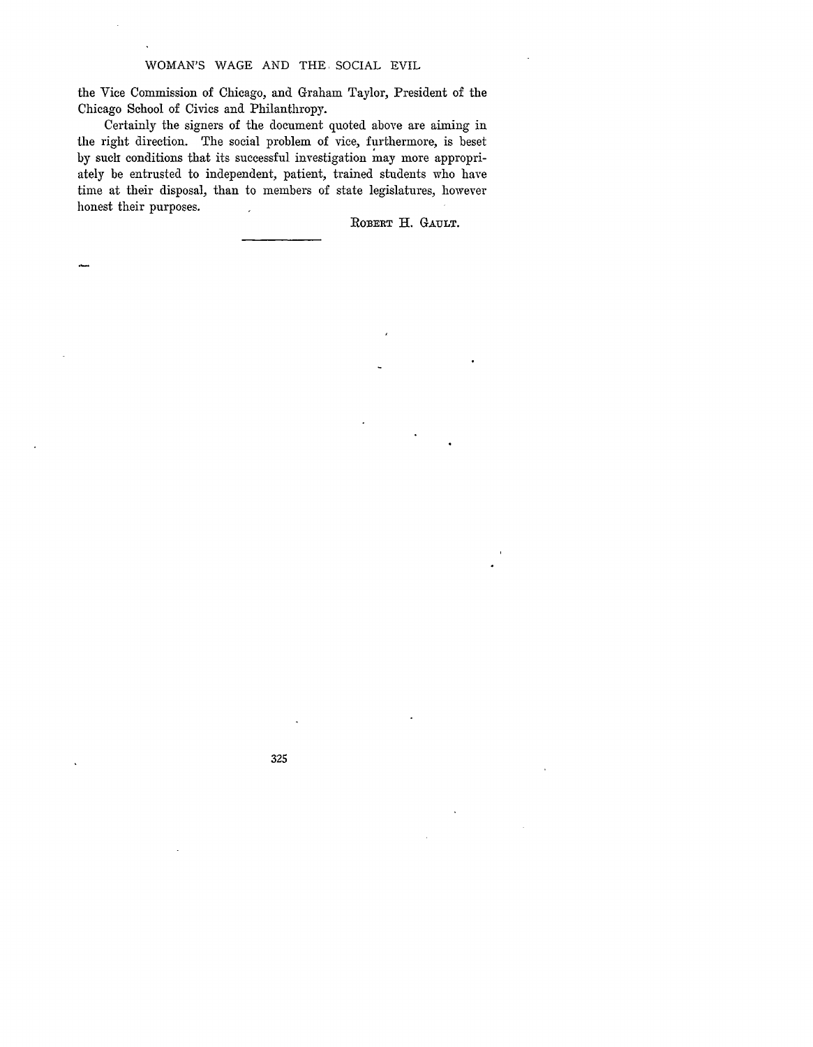the Vice Commission of Chicago, and Graham Taylor, President of the Chicago School of Civics and Philanthropy.

Certainly the signers of the document quoted above are aiming in the right direction. The social problem of vice, furthermore, is beset by such conditions that its successful investigation may more appropriately be entrusted to independent, patient, trained students who have time at their disposal, than to members of state legislatures, however honest their purposes.

ROBERT H. GAULT.